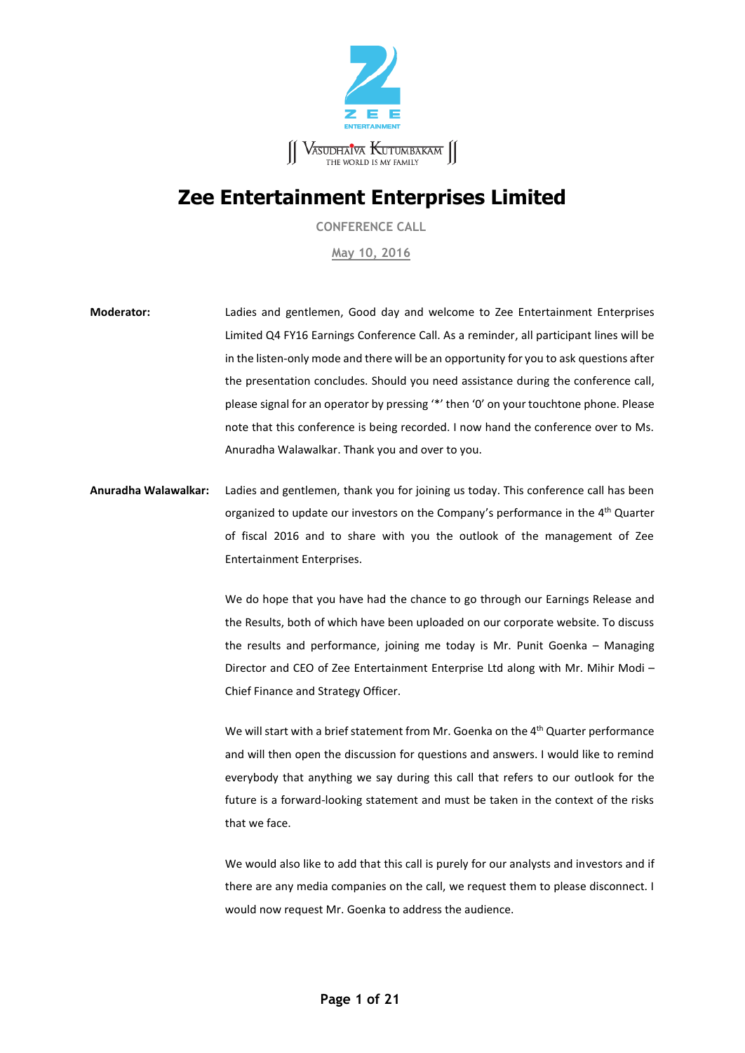ZEE ENTERTAINMENT

VASUDHAIVA KUTUMBAKAM
THE WORLD IS MY FAMILY

# Zee Entertainment Enterprises Limited

CONFERENCE CALL

May 10, 2016

**Moderator:** Ladies and gentlemen, Good day and welcome to Zee Entertainment Enterprises Limited Q4 FY16 Earnings Conference Call. As a reminder, all participant lines will be in the listen-only mode and there will be an opportunity for you to ask questions after the presentation concludes. Should you need assistance during the conference call, please signal for an operator by pressing '*' then '0' on your touchtone phone. Please note that this conference is being recorded. I now hand the conference over to Ms. Anuradha Walawalkar. Thank you and over to you.

**Anuradha Walawalkar:** Ladies and gentlemen, thank you for joining us today. This conference call has been organized to update our investors on the Company's performance in the 4th Quarter of fiscal 2016 and to share with you the outlook of the management of Zee Entertainment Enterprises.

We do hope that you have had the chance to go through our Earnings Release and the Results, both of which have been uploaded on our corporate website. To discuss the results and performance, joining me today is Mr. Punit Goenka – Managing Director and CEO of Zee Entertainment Enterprise Ltd along with Mr. Mihir Modi – Chief Finance and Strategy Officer.

We will start with a brief statement from Mr. Goenka on the 4th Quarter performance and will then open the discussion for questions and answers. I would like to remind everybody that anything we say during this call that refers to our outlook for the future is a forward-looking statement and must be taken in the context of the risks that we face.

We would also like to add that this call is purely for our analysts and investors and if there are any media companies on the call, we request them to please disconnect. I would now request Mr. Goenka to address the audience.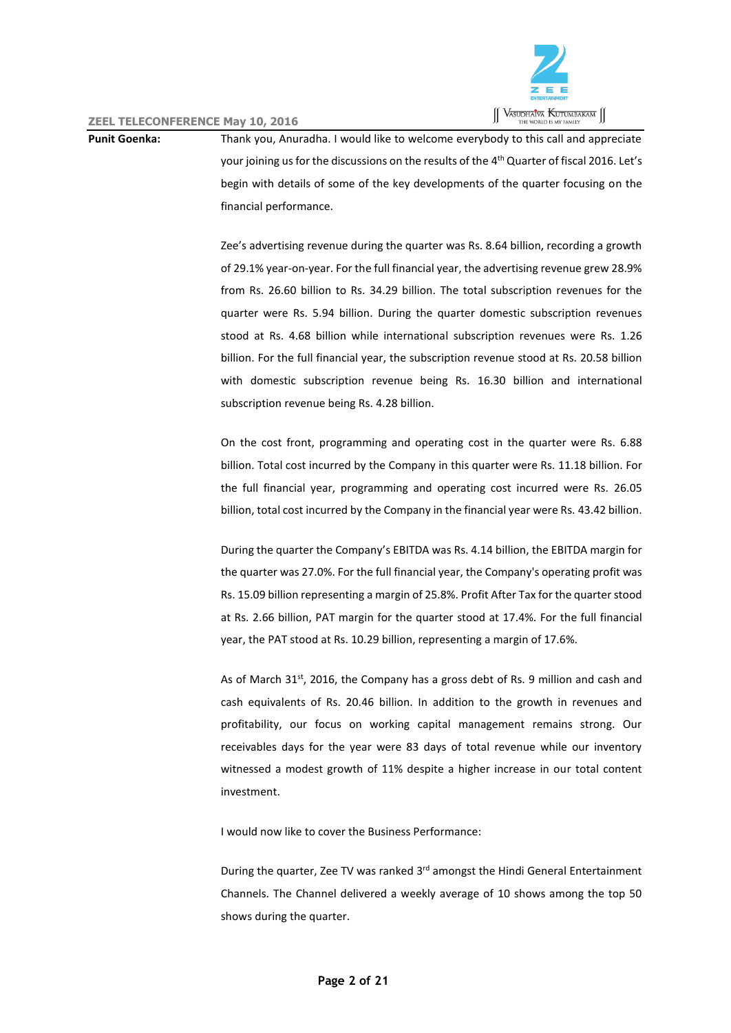**Punit Goenka:** Thank you, Anuradha. I would like to welcome everybody to this call and appreciate your joining us for the discussions on the results of the 4th Quarter of fiscal 2016. Let's begin with details of some of the key developments of the quarter focusing on the financial performance.

Zee's advertising revenue during the quarter was Rs. 8.64 billion, recording a growth of 29.1% year-on-year. For the full financial year, the advertising revenue grew 28.9% from Rs. 26.60 billion to Rs. 34.29 billion. The total subscription revenues for the quarter were Rs. 5.94 billion. During the quarter domestic subscription revenues stood at Rs. 4.68 billion while international subscription revenues were Rs. 1.26 billion. For the full financial year, the subscription revenue stood at Rs. 20.58 billion with domestic subscription revenue being Rs. 16.30 billion and international subscription revenue being Rs. 4.28 billion.

On the cost front, programming and operating cost in the quarter were Rs. 6.88 billion. Total cost incurred by the Company in this quarter were Rs. 11.18 billion. For the full financial year, programming and operating cost incurred were Rs. 26.05 billion, total cost incurred by the Company in the financial year were Rs. 43.42 billion.

During the quarter the Company's EBITDA was Rs. 4.14 billion, the EBITDA margin for the quarter was 27.0%. For the full financial year, the Company's operating profit was Rs. 15.09 billion representing a margin of 25.8%. Profit After Tax for the quarter stood at Rs. 2.66 billion, PAT margin for the quarter stood at 17.4%. For the full financial year, the PAT stood at Rs. 10.29 billion, representing a margin of 17.6%.

As of March 31st, 2016, the Company has a gross debt of Rs. 9 million and cash and cash equivalents of Rs. 20.46 billion. In addition to the growth in revenues and profitability, our focus on working capital management remains strong. Our receivables days for the year were 83 days of total revenue while our inventory witnessed a modest growth of 11% despite a higher increase in our total content investment.

I would now like to cover the Business Performance:

During the quarter, Zee TV was ranked 3rd amongst the Hindi General Entertainment Channels. The Channel delivered a weekly average of 10 shows among the top 50 shows during the quarter.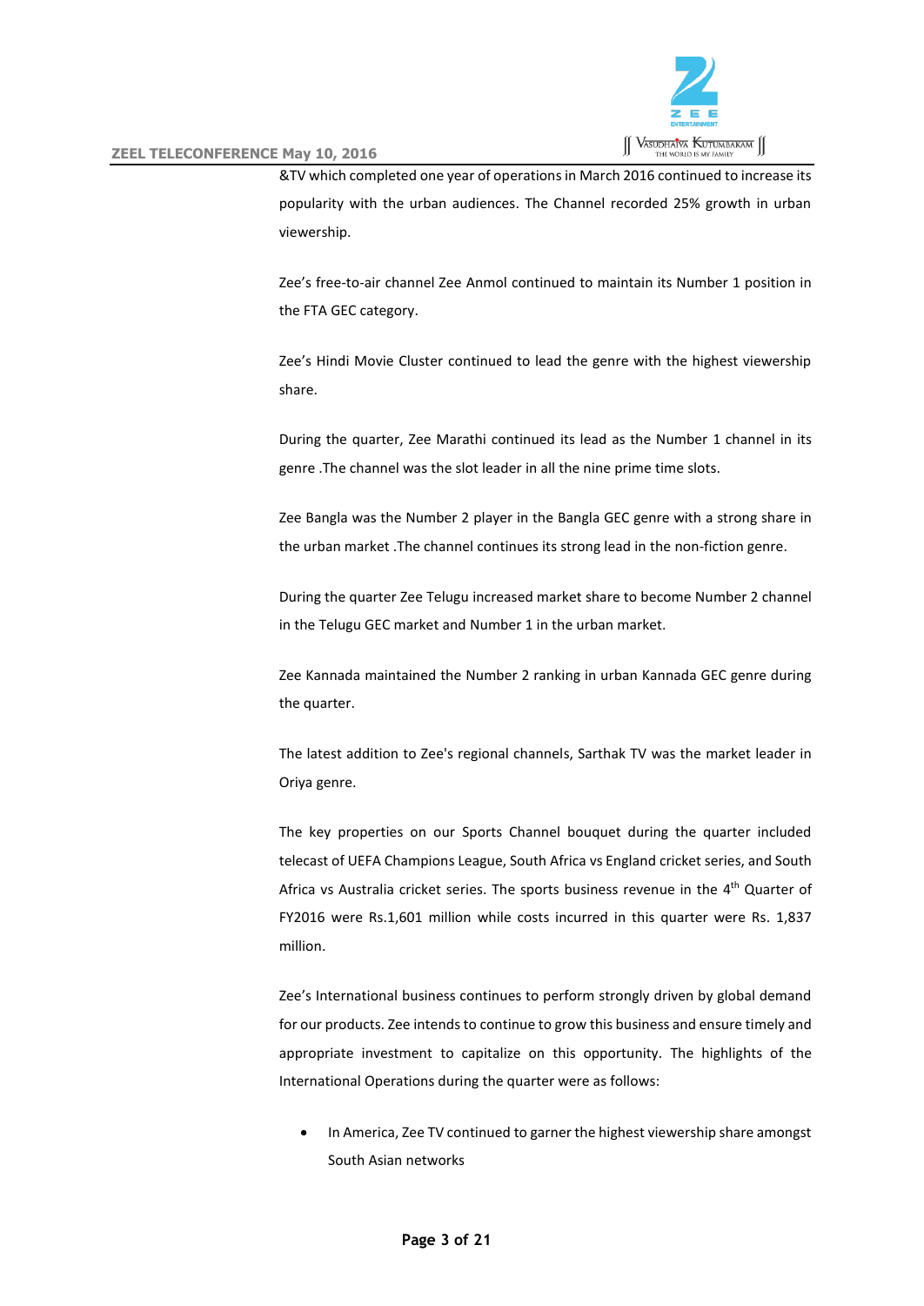&TV which completed one year of operations in March 2016 continued to increase its popularity with the urban audiences. The Channel recorded 25% growth in urban viewership.

Zee's free-to-air channel Zee Anmol continued to maintain its Number 1 position in the FTA GEC category.

Zee's Hindi Movie Cluster continued to lead the genre with the highest viewership share.

During the quarter, Zee Marathi continued its lead as the Number 1 channel in its genre .The channel was the slot leader in all the nine prime time slots.

Zee Bangla was the Number 2 player in the Bangla GEC genre with a strong share in the urban market .The channel continues its strong lead in the non-fiction genre.

During the quarter Zee Telugu increased market share to become Number 2 channel in the Telugu GEC market and Number 1 in the urban market.

Zee Kannada maintained the Number 2 ranking in urban Kannada GEC genre during the quarter.

The latest addition to Zee's regional channels, Sarthak TV was the market leader in Oriya genre.

The key properties on our Sports Channel bouquet during the quarter included telecast of UEFA Champions League, South Africa vs England cricket series, and South Africa vs Australia cricket series. The sports business revenue in the 4th Quarter of FY2016 were Rs.1,601 million while costs incurred in this quarter were Rs. 1,837 million.

Zee's International business continues to perform strongly driven by global demand for our products. Zee intends to continue to grow this business and ensure timely and appropriate investment to capitalize on this opportunity. The highlights of the International Operations during the quarter were as follows:

- In America, Zee TV continued to garner the highest viewership share amongst South Asian networks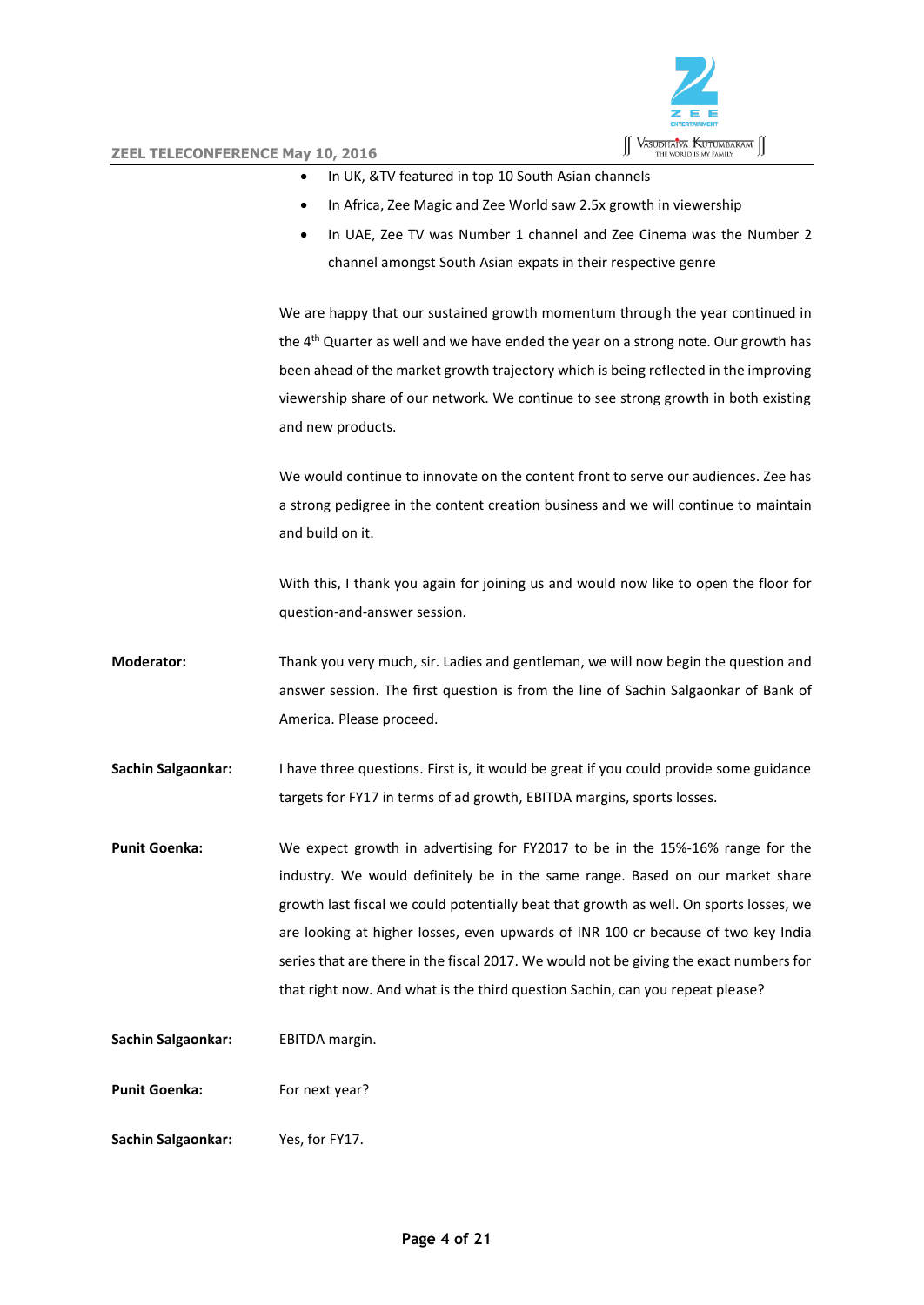- In UK, &TV featured in top 10 South Asian channels
- In Africa, Zee Magic and Zee World saw 2.5x growth in viewership
- In UAE, Zee TV was Number 1 channel and Zee Cinema was the Number 2 channel amongst South Asian expats in their respective genre

We are happy that our sustained growth momentum through the year continued in the 4th Quarter as well and we have ended the year on a strong note. Our growth has been ahead of the market growth trajectory which is being reflected in the improving viewership share of our network. We continue to see strong growth in both existing and new products.

We would continue to innovate on the content front to serve our audiences. Zee has a strong pedigree in the content creation business and we will continue to maintain and build on it.

With this, I thank you again for joining us and would now like to open the floor for question-and-answer session.

**Moderator:** Thank you very much, sir. Ladies and gentleman, we will now begin the question and answer session. The first question is from the line of Sachin Salgaonkar of Bank of America. Please proceed.

**Sachin Salgaonkar:** I have three questions. First is, it would be great if you could provide some guidance targets for FY17 in terms of ad growth, EBITDA margins, sports losses.

**Punit Goenka:** We expect growth in advertising for FY2017 to be in the 15%-16% range for the industry. We would definitely be in the same range. Based on our market share growth last fiscal we could potentially beat that growth as well. On sports losses, we are looking at higher losses, even upwards of INR 100 cr because of two key India series that are there in the fiscal 2017. We would not be giving the exact numbers for that right now. And what is the third question Sachin, can you repeat please?

**Sachin Salgaonkar:** EBITDA margin.

**Punit Goenka:** For next year?

**Sachin Salgaonkar:** Yes, for FY17.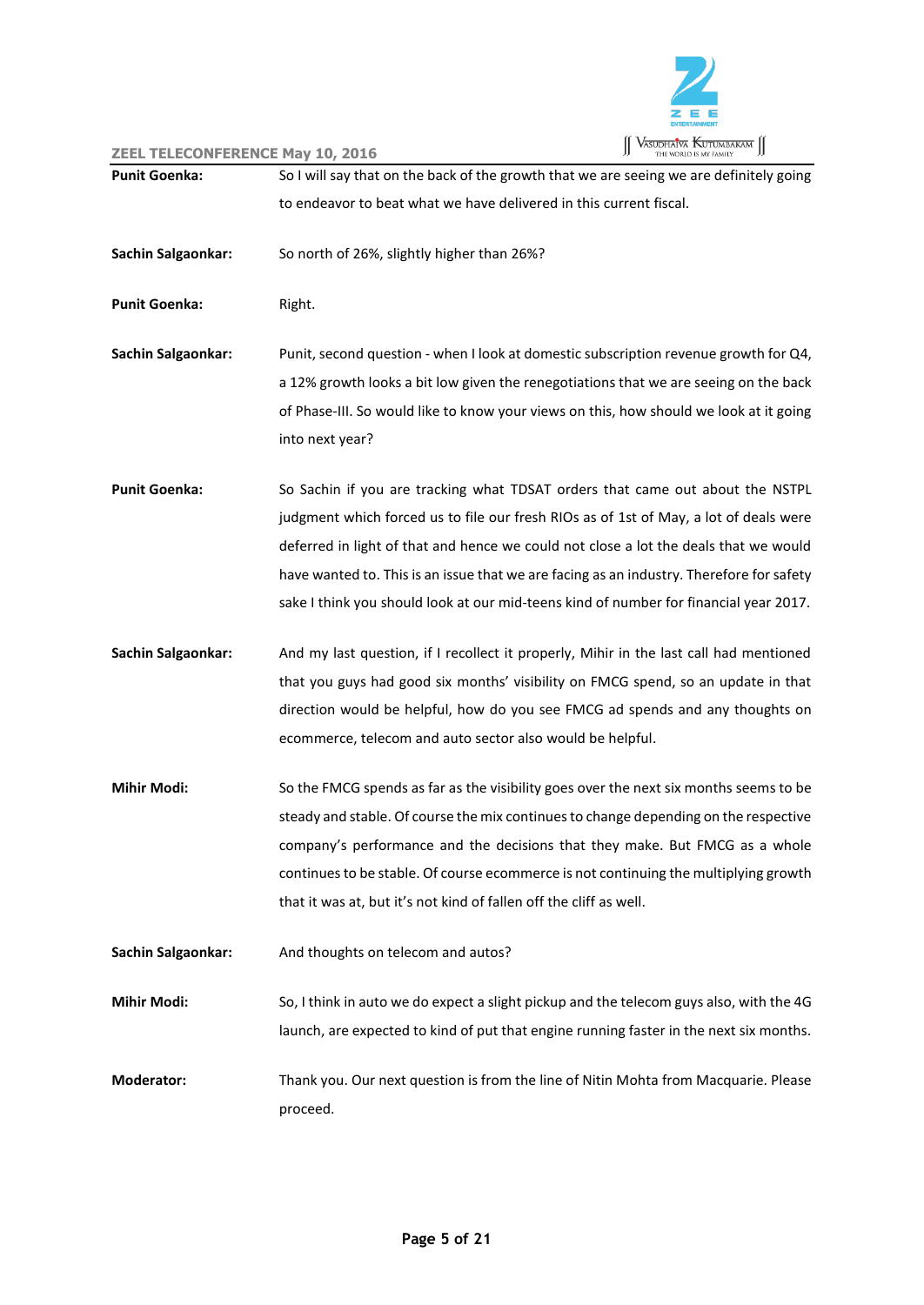**Punit Goenka:** So I will say that on the back of the growth that we are seeing we are definitely going to endeavor to beat what we have delivered in this current fiscal.

**Sachin Salgaonkar:** So north of 26%, slightly higher than 26%?

**Punit Goenka:** Right.

**Sachin Salgaonkar:** Punit, second question - when I look at domestic subscription revenue growth for Q4, a 12% growth looks a bit low given the renegotiations that we are seeing on the back of Phase-III. So would like to know your views on this, how should we look at it going into next year?

**Punit Goenka:** So Sachin if you are tracking what TDSAT orders that came out about the NSTPL judgment which forced us to file our fresh RIOs as of 1st of May, a lot of deals were deferred in light of that and hence we could not close a lot the deals that we would have wanted to. This is an issue that we are facing as an industry. Therefore for safety sake I think you should look at our mid-teens kind of number for financial year 2017.

**Sachin Salgaonkar:** And my last question, if I recollect it properly, Mihir in the last call had mentioned that you guys had good six months' visibility on FMCG spend, so an update in that direction would be helpful, how do you see FMCG ad spends and any thoughts on ecommerce, telecom and auto sector also would be helpful.

**Mihir Modi:** So the FMCG spends as far as the visibility goes over the next six months seems to be steady and stable. Of course the mix continues to change depending on the respective company's performance and the decisions that they make. But FMCG as a whole continues to be stable. Of course ecommerce is not continuing the multiplying growth that it was at, but it's not kind of fallen off the cliff as well.

**Sachin Salgaonkar:** And thoughts on telecom and autos?

**Mihir Modi:** So, I think in auto we do expect a slight pickup and the telecom guys also, with the 4G launch, are expected to kind of put that engine running faster in the next six months.

**Moderator:** Thank you. Our next question is from the line of Nitin Mohta from Macquarie. Please proceed.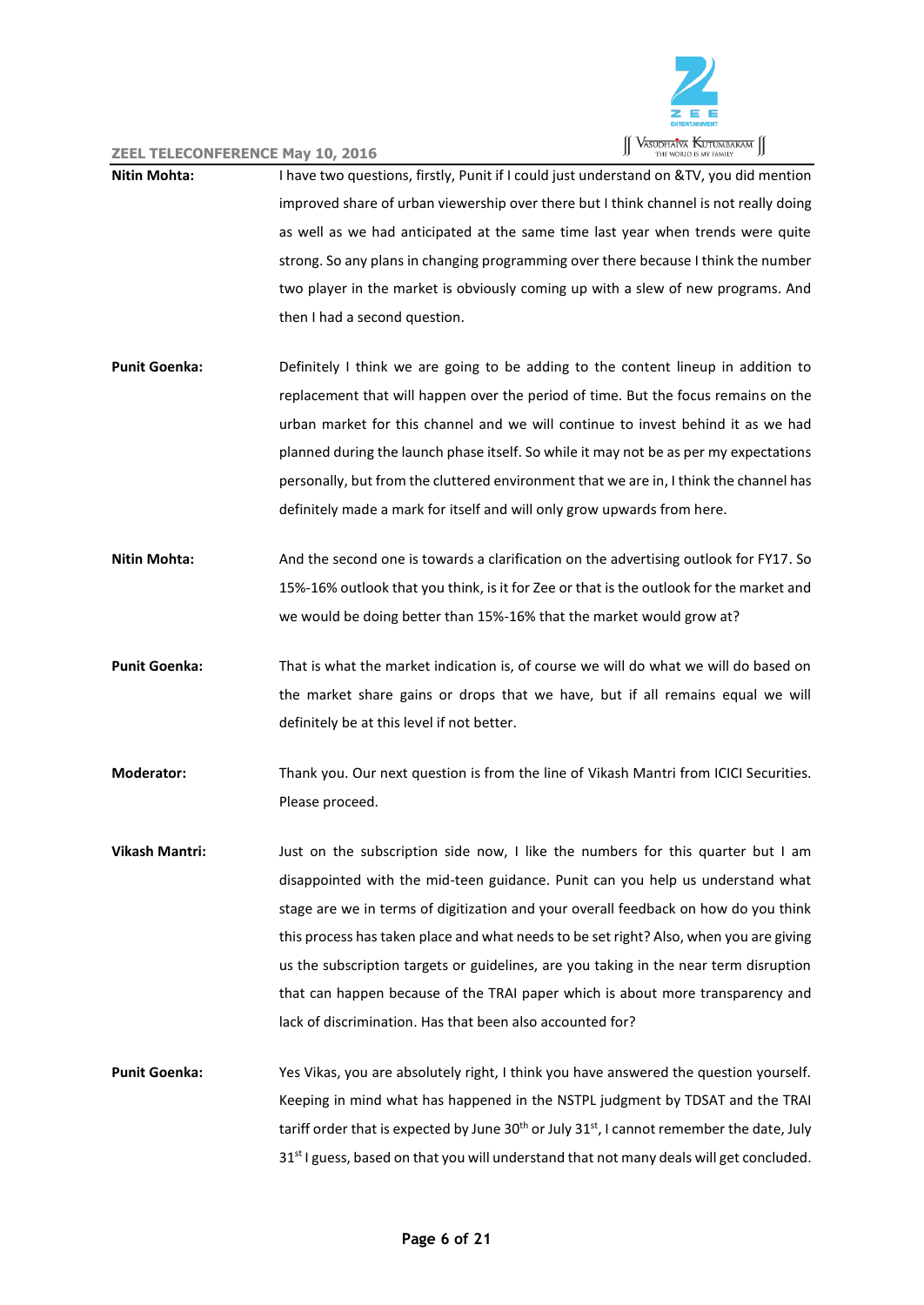**Nitin Mohta:** I have two questions, firstly, Punit if I could just understand on &TV, you did mention improved share of urban viewership over there but I think channel is not really doing as well as we had anticipated at the same time last year when trends were quite strong. So any plans in changing programming over there because I think the number two player in the market is obviously coming up with a slew of new programs. And then I had a second question.

**Punit Goenka:** Definitely I think we are going to be adding to the content lineup in addition to replacement that will happen over the period of time. But the focus remains on the urban market for this channel and we will continue to invest behind it as we had planned during the launch phase itself. So while it may not be as per my expectations personally, but from the cluttered environment that we are in, I think the channel has definitely made a mark for itself and will only grow upwards from here.

**Nitin Mohta:** And the second one is towards a clarification on the advertising outlook for FY17. So 15%-16% outlook that you think, is it for Zee or that is the outlook for the market and we would be doing better than 15%-16% that the market would grow at?

**Punit Goenka:** That is what the market indication is, of course we will do what we will do based on the market share gains or drops that we have, but if all remains equal we will definitely be at this level if not better.

**Moderator:** Thank you. Our next question is from the line of Vikash Mantri from ICICI Securities. Please proceed.

**Vikash Mantri:** Just on the subscription side now, I like the numbers for this quarter but I am disappointed with the mid-teen guidance. Punit can you help us understand what stage are we in terms of digitization and your overall feedback on how do you think this process has taken place and what needs to be set right? Also, when you are giving us the subscription targets or guidelines, are you taking in the near term disruption that can happen because of the TRAI paper which is about more transparency and lack of discrimination. Has that been also accounted for?

**Punit Goenka:** Yes Vikas, you are absolutely right, I think you have answered the question yourself. Keeping in mind what has happened in the NSTPL judgment by TDSAT and the TRAI tariff order that is expected by June 30th or July 31st, I cannot remember the date, July 31st I guess, based on that you will understand that not many deals will get concluded.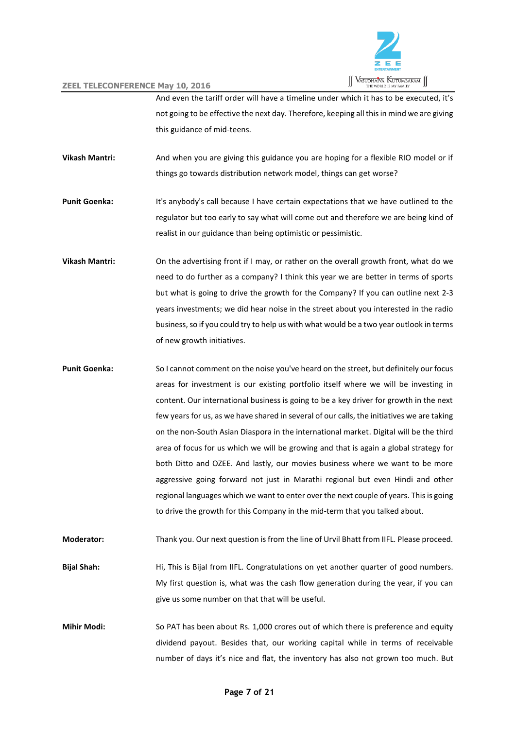And even the tariff order will have a timeline under which it has to be executed, it's not going to be effective the next day. Therefore, keeping all this in mind we are giving this guidance of mid-teens.

**Vikash Mantri:** And when you are giving this guidance you are hoping for a flexible RIO model or if things go towards distribution network model, things can get worse?

**Punit Goenka:** It's anybody's call because I have certain expectations that we have outlined to the regulator but too early to say what will come out and therefore we are being kind of realist in our guidance than being optimistic or pessimistic.

**Vikash Mantri:** On the advertising front if I may, or rather on the overall growth front, what do we need to do further as a company? I think this year we are better in terms of sports but what is going to drive the growth for the Company? If you can outline next 2-3 years investments; we did hear noise in the street about you interested in the radio business, so if you could try to help us with what would be a two year outlook in terms of new growth initiatives.

**Punit Goenka:** So I cannot comment on the noise you've heard on the street, but definitely our focus areas for investment is our existing portfolio itself where we will be investing in content. Our international business is going to be a key driver for growth in the next few years for us, as we have shared in several of our calls, the initiatives we are taking on the non-South Asian Diaspora in the international market. Digital will be the third area of focus for us which we will be growing and that is again a global strategy for both Ditto and OZEE. And lastly, our movies business where we want to be more aggressive going forward not just in Marathi regional but even Hindi and other regional languages which we want to enter over the next couple of years. This is going to drive the growth for this Company in the mid-term that you talked about.

**Moderator:** Thank you. Our next question is from the line of Urvil Bhatt from IIFL. Please proceed.

**Bijal Shah:** Hi, This is Bijal from IIFL. Congratulations on yet another quarter of good numbers. My first question is, what was the cash flow generation during the year, if you can give us some number on that that will be useful.

**Mihir Modi:** So PAT has been about Rs. 1,000 crores out of which there is preference and equity dividend payout. Besides that, our working capital while in terms of receivable number of days it's nice and flat, the inventory has also not grown too much. But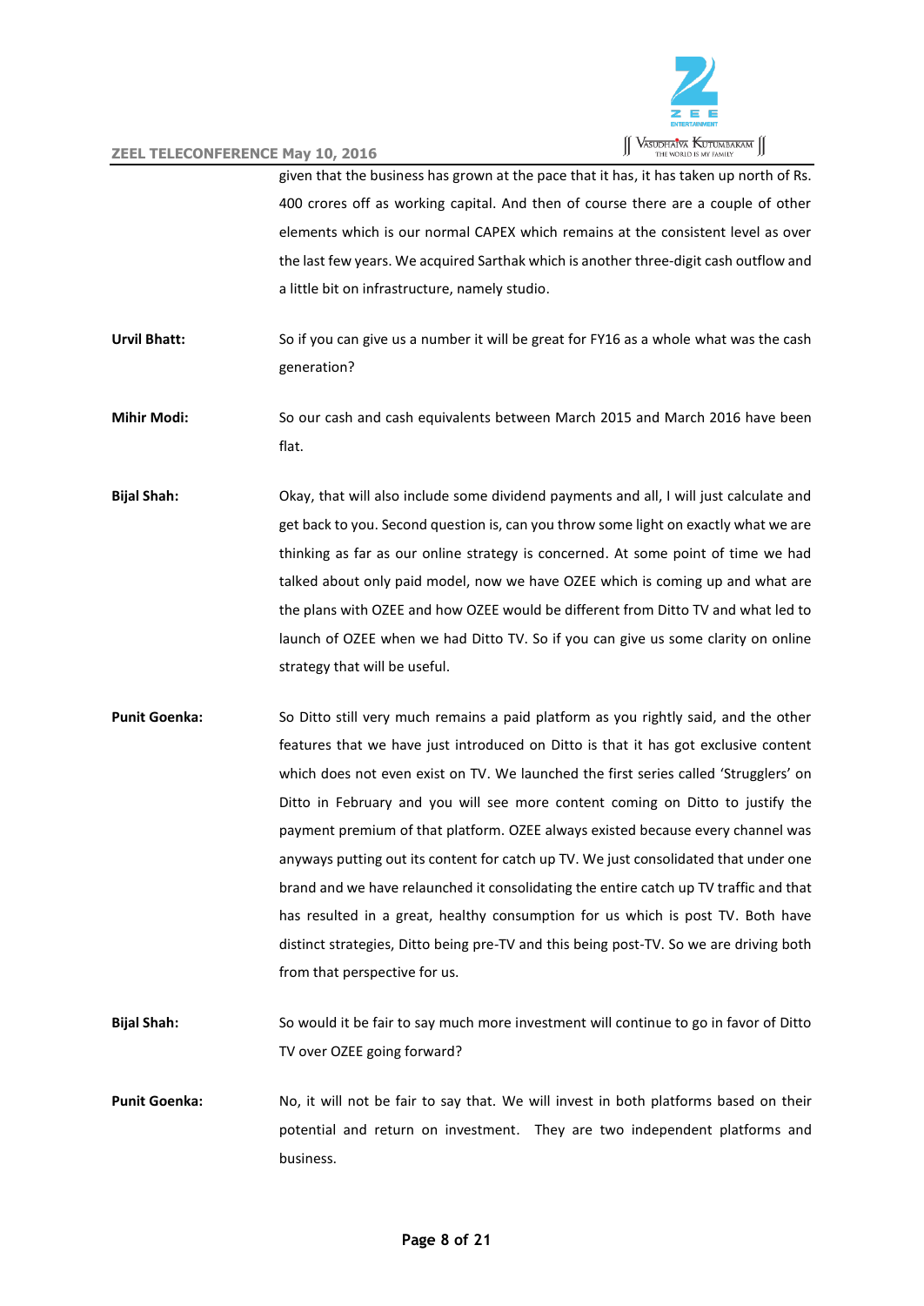given that the business has grown at the pace that it has, it has taken up north of Rs. 400 crores off as working capital. And then of course there are a couple of other elements which is our normal CAPEX which remains at the consistent level as over the last few years. We acquired Sarthak which is another three-digit cash outflow and a little bit on infrastructure, namely studio.

**Urvil Bhatt:** So if you can give us a number it will be great for FY16 as a whole what was the cash generation?

**Mihir Modi:** So our cash and cash equivalents between March 2015 and March 2016 have been flat.

**Bijal Shah:** Okay, that will also include some dividend payments and all, I will just calculate and get back to you. Second question is, can you throw some light on exactly what we are thinking as far as our online strategy is concerned. At some point of time we had talked about only paid model, now we have OZEE which is coming up and what are the plans with OZEE and how OZEE would be different from Ditto TV and what led to launch of OZEE when we had Ditto TV. So if you can give us some clarity on online strategy that will be useful.

**Punit Goenka:** So Ditto still very much remains a paid platform as you rightly said, and the other features that we have just introduced on Ditto is that it has got exclusive content which does not even exist on TV. We launched the first series called 'Strugglers' on Ditto in February and you will see more content coming on Ditto to justify the payment premium of that platform. OZEE always existed because every channel was anyways putting out its content for catch up TV. We just consolidated that under one brand and we have relaunched it consolidating the entire catch up TV traffic and that has resulted in a great, healthy consumption for us which is post TV. Both have distinct strategies, Ditto being pre-TV and this being post-TV. So we are driving both from that perspective for us.

**Bijal Shah:** So would it be fair to say much more investment will continue to go in favor of Ditto TV over OZEE going forward?

**Punit Goenka:** No, it will not be fair to say that. We will invest in both platforms based on their potential and return on investment. They are two independent platforms and business.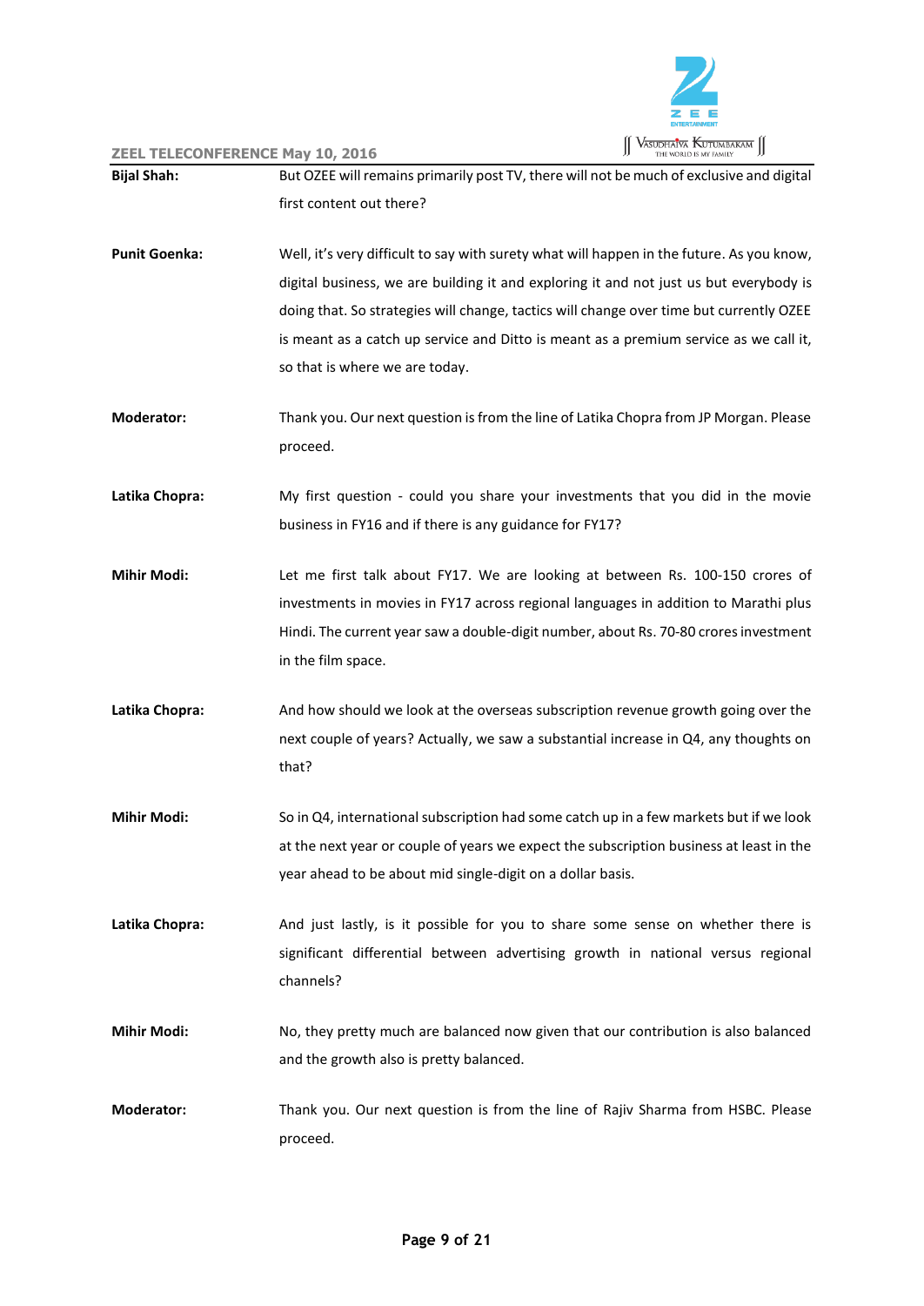**Bijal Shah:** But OZEE will remains primarily post TV, there will not be much of exclusive and digital first content out there?

**Punit Goenka:** Well, it's very difficult to say with surety what will happen in the future. As you know, digital business, we are building it and exploring it and not just us but everybody is doing that. So strategies will change, tactics will change over time but currently OZEE is meant as a catch up service and Ditto is meant as a premium service as we call it, so that is where we are today.

**Moderator:** Thank you. Our next question is from the line of Latika Chopra from JP Morgan. Please proceed.

**Latika Chopra:** My first question - could you share your investments that you did in the movie business in FY16 and if there is any guidance for FY17?

**Mihir Modi:** Let me first talk about FY17. We are looking at between Rs. 100-150 crores of investments in movies in FY17 across regional languages in addition to Marathi plus Hindi. The current year saw a double-digit number, about Rs. 70-80 crores investment in the film space.

**Latika Chopra:** And how should we look at the overseas subscription revenue growth going over the next couple of years? Actually, we saw a substantial increase in Q4, any thoughts on that?

**Mihir Modi:** So in Q4, international subscription had some catch up in a few markets but if we look at the next year or couple of years we expect the subscription business at least in the year ahead to be about mid single-digit on a dollar basis.

**Latika Chopra:** And just lastly, is it possible for you to share some sense on whether there is significant differential between advertising growth in national versus regional channels?

**Mihir Modi:** No, they pretty much are balanced now given that our contribution is also balanced and the growth also is pretty balanced.

**Moderator:** Thank you. Our next question is from the line of Rajiv Sharma from HSBC. Please proceed.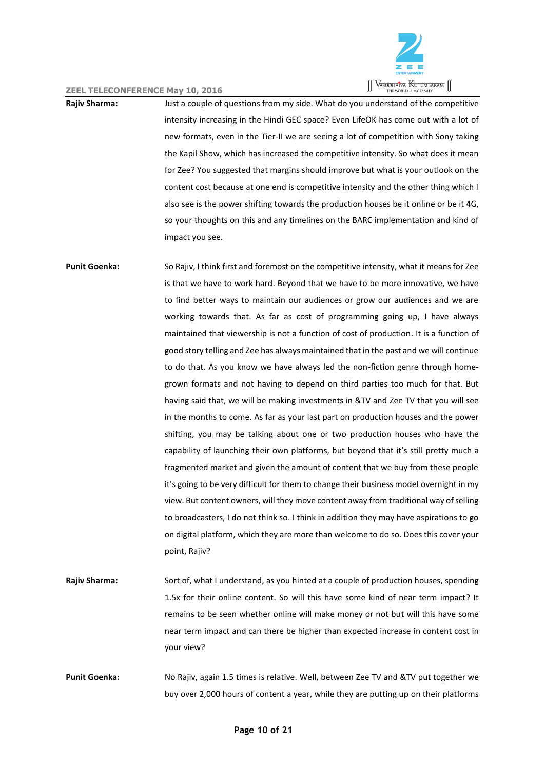**Rajiv Sharma:** Just a couple of questions from my side. What do you understand of the competitive intensity increasing in the Hindi GEC space? Even LifeOK has come out with a lot of new formats, even in the Tier-II we are seeing a lot of competition with Sony taking the Kapil Show, which has increased the competitive intensity. So what does it mean for Zee? You suggested that margins should improve but what is your outlook on the content cost because at one end is competitive intensity and the other thing which I also see is the power shifting towards the production houses be it online or be it 4G, so your thoughts on this and any timelines on the BARC implementation and kind of impact you see.

**Punit Goenka:** So Rajiv, I think first and foremost on the competitive intensity, what it means for Zee is that we have to work hard. Beyond that we have to be more innovative, we have to find better ways to maintain our audiences or grow our audiences and we are working towards that. As far as cost of programming going up, I have always maintained that viewership is not a function of cost of production. It is a function of good story telling and Zee has always maintained that in the past and we will continue to do that. As you know we have always led the non-fiction genre through home-grown formats and not having to depend on third parties too much for that. But having said that, we will be making investments in &TV and Zee TV that you will see in the months to come. As far as your last part on production houses and the power shifting, you may be talking about one or two production houses who have the capability of launching their own platforms, but beyond that it's still pretty much a fragmented market and given the amount of content that we buy from these people it's going to be very difficult for them to change their business model overnight in my view. But content owners, will they move content away from traditional way of selling to broadcasters, I do not think so. I think in addition they may have aspirations to go on digital platform, which they are more than welcome to do so. Does this cover your point, Rajiv?

**Rajiv Sharma:** Sort of, what I understand, as you hinted at a couple of production houses, spending 1.5x for their online content. So will this have some kind of near term impact? It remains to be seen whether online will make money or not but will this have some near term impact and can there be higher than expected increase in content cost in your view?

**Punit Goenka:** No Rajiv, again 1.5 times is relative. Well, between Zee TV and &TV put together we buy over 2,000 hours of content a year, while they are putting up on their platforms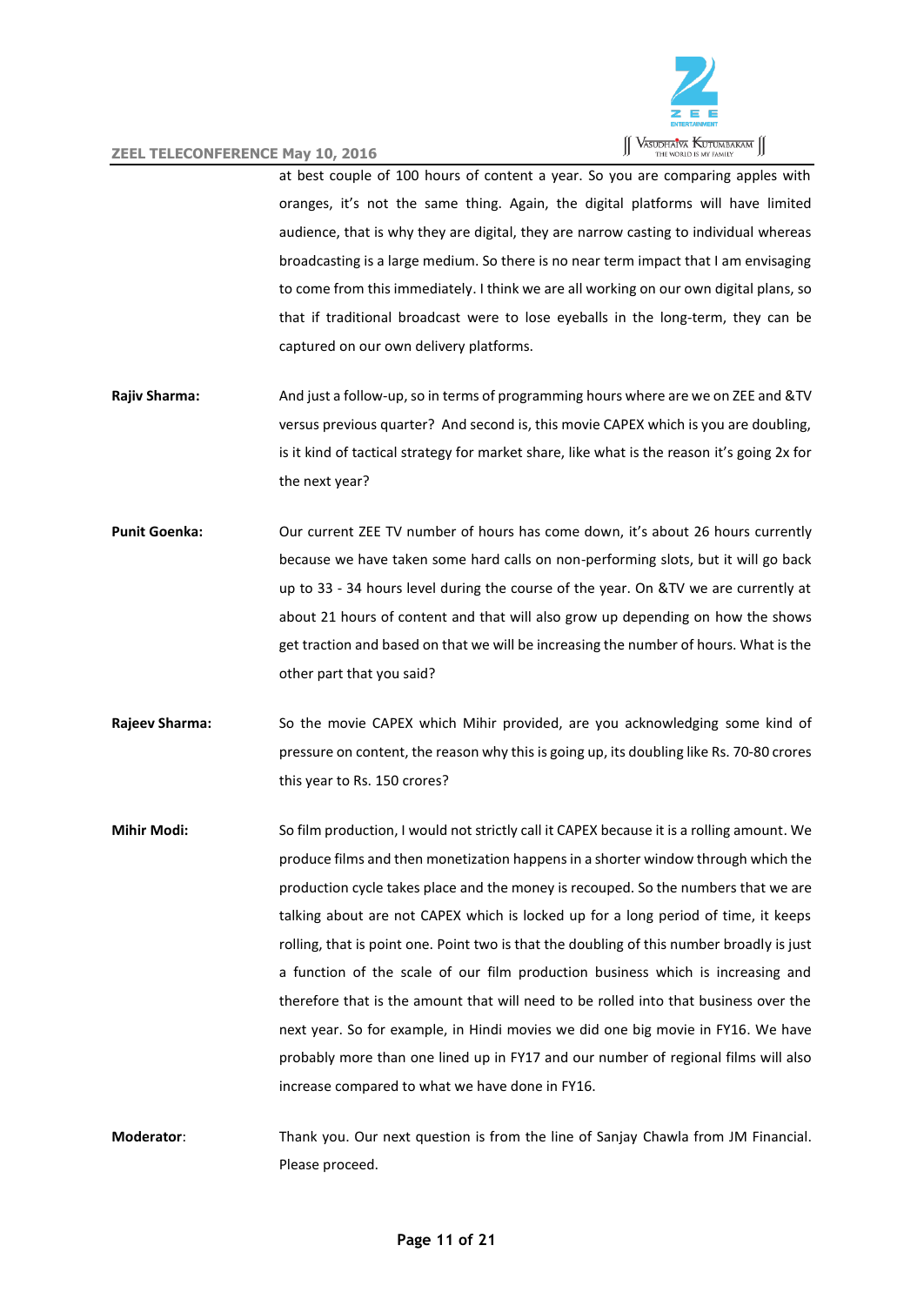at best couple of 100 hours of content a year. So you are comparing apples with oranges, it's not the same thing. Again, the digital platforms will have limited audience, that is why they are digital, they are narrow casting to individual whereas broadcasting is a large medium. So there is no near term impact that I am envisaging to come from this immediately. I think we are all working on our own digital plans, so that if traditional broadcast were to lose eyeballs in the long-term, they can be captured on our own delivery platforms.

**Rajiv Sharma:** And just a follow-up, so in terms of programming hours where are we on ZEE and &TV versus previous quarter? And second is, this movie CAPEX which is you are doubling, is it kind of tactical strategy for market share, like what is the reason it's going 2x for the next year?

**Punit Goenka:** Our current ZEE TV number of hours has come down, it's about 26 hours currently because we have taken some hard calls on non-performing slots, but it will go back up to 33 - 34 hours level during the course of the year. On &TV we are currently at about 21 hours of content and that will also grow up depending on how the shows get traction and based on that we will be increasing the number of hours. What is the other part that you said?

**Rajeev Sharma:** So the movie CAPEX which Mihir provided, are you acknowledging some kind of pressure on content, the reason why this is going up, its doubling like Rs. 70-80 crores this year to Rs. 150 crores?

**Mihir Modi:** So film production, I would not strictly call it CAPEX because it is a rolling amount. We produce films and then monetization happens in a shorter window through which the production cycle takes place and the money is recouped. So the numbers that we are talking about are not CAPEX which is locked up for a long period of time, it keeps rolling, that is point one. Point two is that the doubling of this number broadly is just a function of the scale of our film production business which is increasing and therefore that is the amount that will need to be rolled into that business over the next year. So for example, in Hindi movies we did one big movie in FY16. We have probably more than one lined up in FY17 and our number of regional films will also increase compared to what we have done in FY16.

**Moderator:** Thank you. Our next question is from the line of Sanjay Chawla from JM Financial. Please proceed.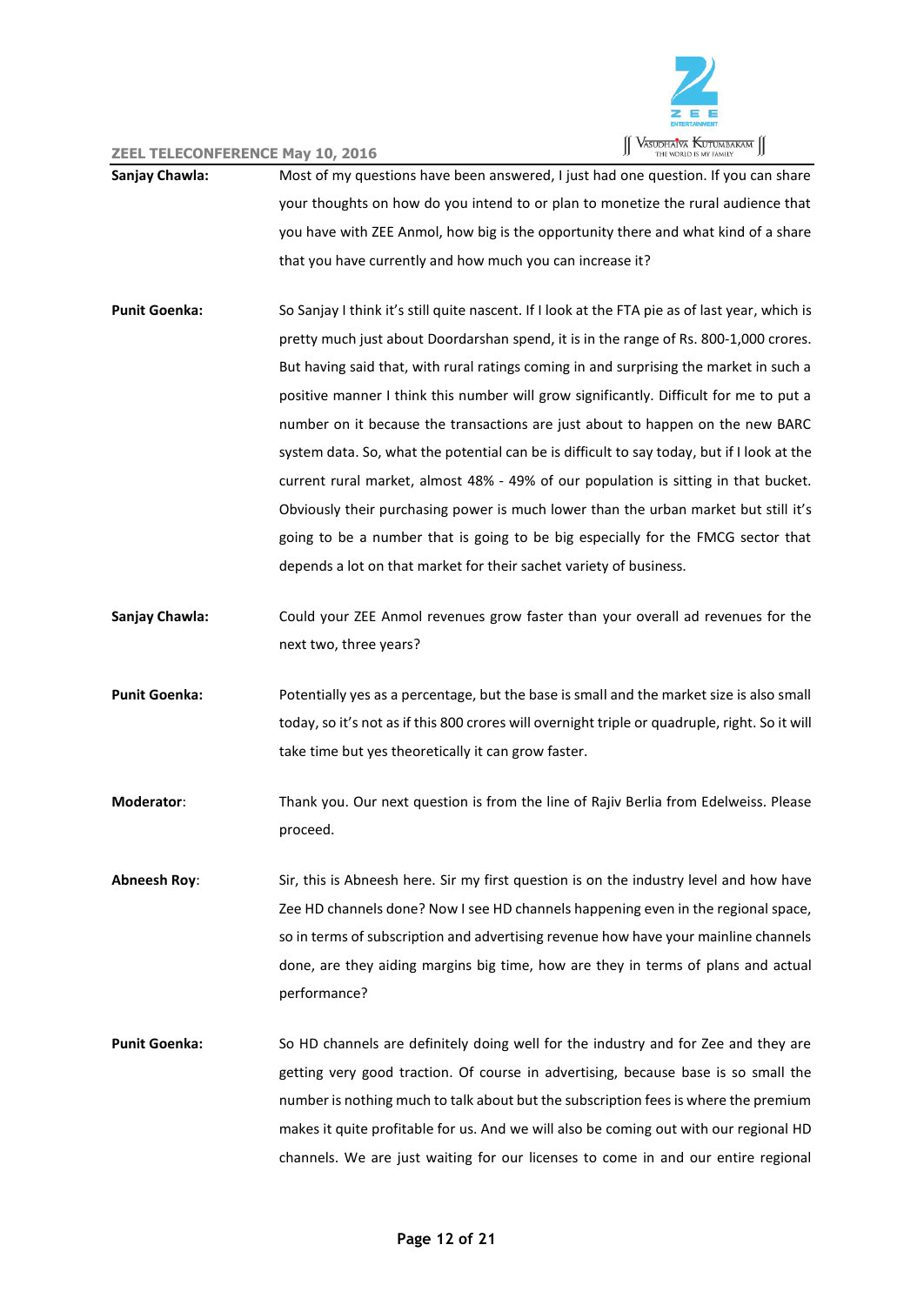**Sanjay Chawla:** Most of my questions have been answered, I just had one question. If you can share your thoughts on how do you intend to or plan to monetize the rural audience that you have with ZEE Anmol, how big is the opportunity there and what kind of a share that you have currently and how much you can increase it?

**Punit Goenka:** So Sanjay I think it's still quite nascent. If I look at the FTA pie as of last year, which is pretty much just about Doordarshan spend, it is in the range of Rs. 800-1,000 crores. But having said that, with rural ratings coming in and surprising the market in such a positive manner I think this number will grow significantly. Difficult for me to put a number on it because the transactions are just about to happen on the new BARC system data. So, what the potential can be is difficult to say today, but if I look at the current rural market, almost 48% - 49% of our population is sitting in that bucket. Obviously their purchasing power is much lower than the urban market but still it's going to be a number that is going to be big especially for the FMCG sector that depends a lot on that market for their sachet variety of business.

**Sanjay Chawla:** Could your ZEE Anmol revenues grow faster than your overall ad revenues for the next two, three years?

**Punit Goenka:** Potentially yes as a percentage, but the base is small and the market size is also small today, so it's not as if this 800 crores will overnight triple or quadruple, right. So it will take time but yes theoretically it can grow faster.

**Moderator**: Thank you. Our next question is from the line of Rajiv Berlia from Edelweiss. Please proceed.

**Abneesh Roy**: Sir, this is Abneesh here. Sir my first question is on the industry level and how have Zee HD channels done? Now I see HD channels happening even in the regional space, so in terms of subscription and advertising revenue how have your mainline channels done, are they aiding margins big time, how are they in terms of plans and actual performance?

**Punit Goenka:** So HD channels are definitely doing well for the industry and for Zee and they are getting very good traction. Of course in advertising, because base is so small the number is nothing much to talk about but the subscription fees is where the premium makes it quite profitable for us. And we will also be coming out with our regional HD channels. We are just waiting for our licenses to come in and our entire regional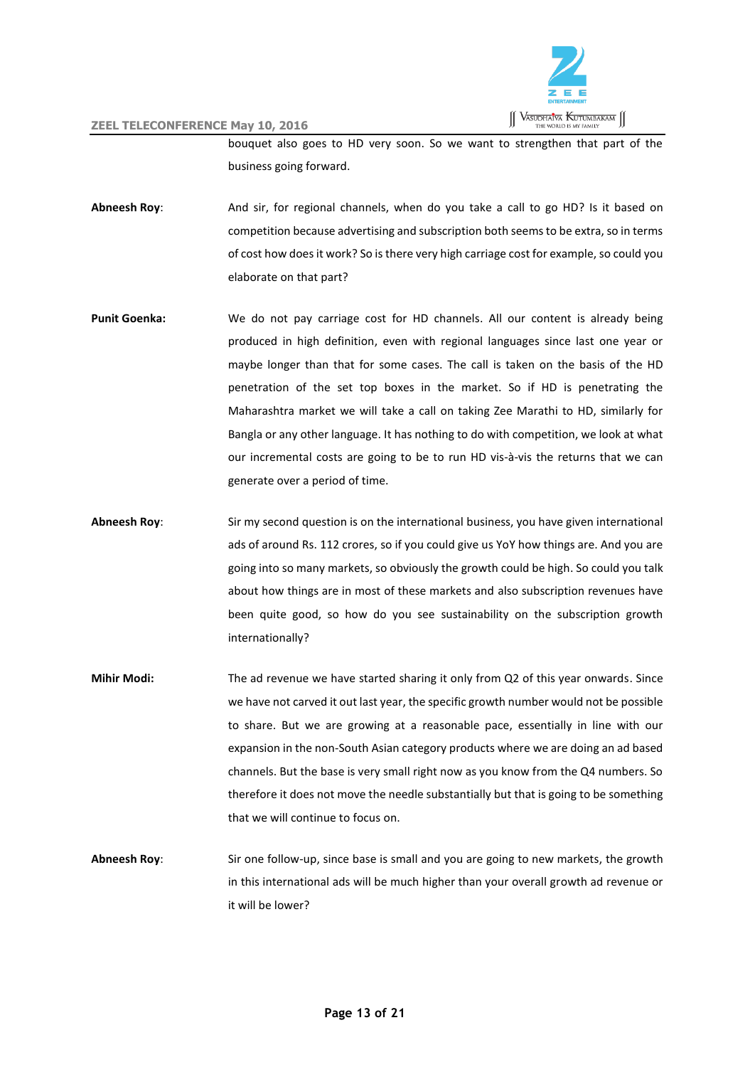bouquet also goes to HD very soon. So we want to strengthen that part of the business going forward.

**Abneesh Roy**: And sir, for regional channels, when do you take a call to go HD? Is it based on competition because advertising and subscription both seems to be extra, so in terms of cost how does it work? So is there very high carriage cost for example, so could you elaborate on that part?

**Punit Goenka:** We do not pay carriage cost for HD channels. All our content is already being produced in high definition, even with regional languages since last one year or maybe longer than that for some cases. The call is taken on the basis of the HD penetration of the set top boxes in the market. So if HD is penetrating the Maharashtra market we will take a call on taking Zee Marathi to HD, similarly for Bangla or any other language. It has nothing to do with competition, we look at what our incremental costs are going to be to run HD vis-à-vis the returns that we can generate over a period of time.

**Abneesh Roy**: Sir my second question is on the international business, you have given international ads of around Rs. 112 crores, so if you could give us YoY how things are. And you are going into so many markets, so obviously the growth could be high. So could you talk about how things are in most of these markets and also subscription revenues have been quite good, so how do you see sustainability on the subscription growth internationally?

**Mihir Modi:** The ad revenue we have started sharing it only from Q2 of this year onwards. Since we have not carved it out last year, the specific growth number would not be possible to share. But we are growing at a reasonable pace, essentially in line with our expansion in the non-South Asian category products where we are doing an ad based channels. But the base is very small right now as you know from the Q4 numbers. So therefore it does not move the needle substantially but that is going to be something that we will continue to focus on.

**Abneesh Roy**: Sir one follow-up, since base is small and you are going to new markets, the growth in this international ads will be much higher than your overall growth ad revenue or it will be lower?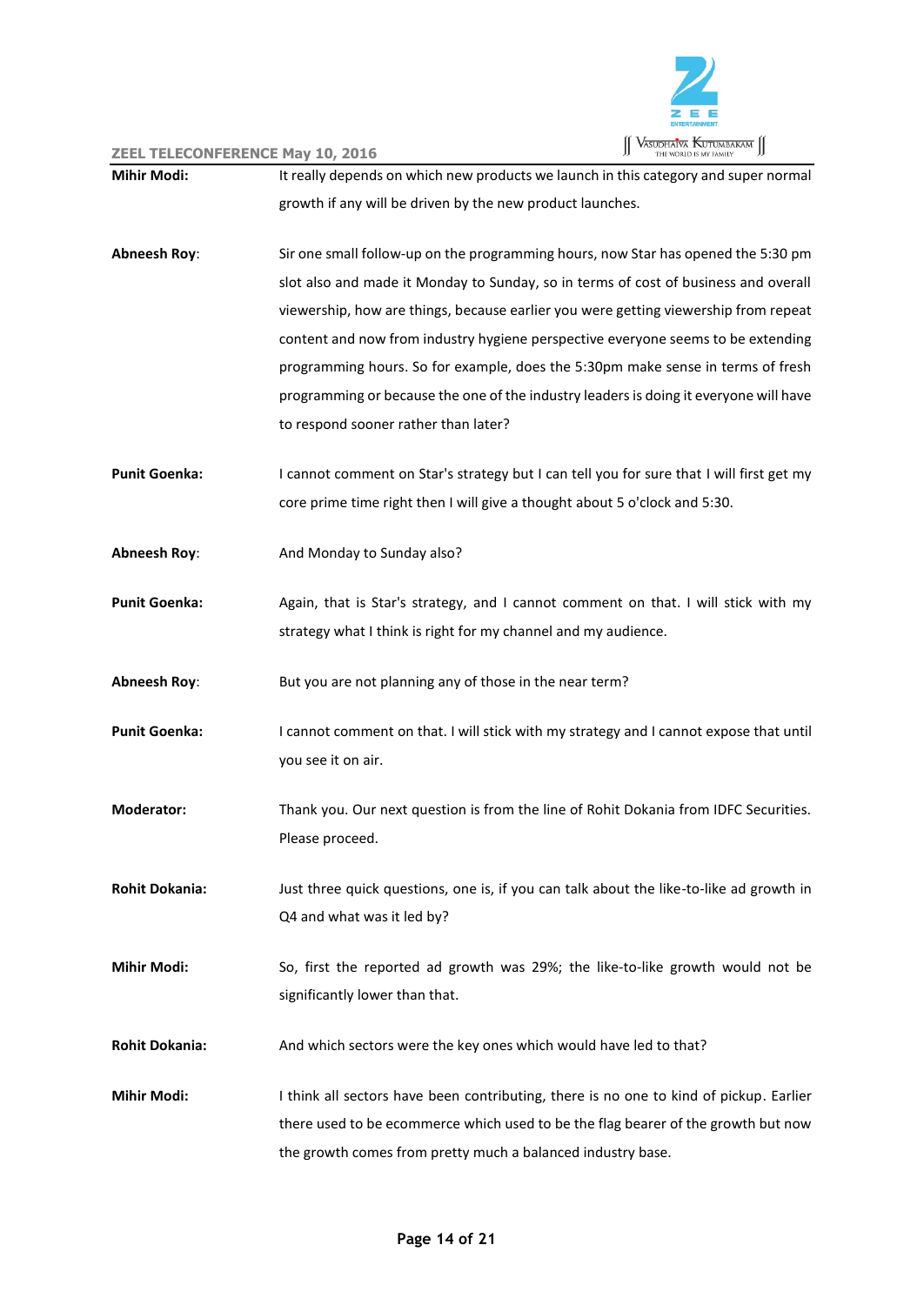**Mihir Modi:** It really depends on which new products we launch in this category and super normal growth if any will be driven by the new product launches.

**Abneesh Roy:** Sir one small follow-up on the programming hours, now Star has opened the 5:30 pm slot also and made it Monday to Sunday, so in terms of cost of business and overall viewership, how are things, because earlier you were getting viewership from repeat content and now from industry hygiene perspective everyone seems to be extending programming hours. So for example, does the 5:30pm make sense in terms of fresh programming or because the one of the industry leaders is doing it everyone will have to respond sooner rather than later?

**Punit Goenka:** I cannot comment on Star's strategy but I can tell you for sure that I will first get my core prime time right then I will give a thought about 5 o'clock and 5:30.

**Abneesh Roy:** And Monday to Sunday also?

**Punit Goenka:** Again, that is Star's strategy, and I cannot comment on that. I will stick with my strategy what I think is right for my channel and my audience.

**Abneesh Roy:** But you are not planning any of those in the near term?

**Punit Goenka:** I cannot comment on that. I will stick with my strategy and I cannot expose that until you see it on air.

**Moderator:** Thank you. Our next question is from the line of Rohit Dokania from IDFC Securities. Please proceed.

**Rohit Dokania:** Just three quick questions, one is, if you can talk about the like-to-like ad growth in Q4 and what was it led by?

**Mihir Modi:** So, first the reported ad growth was 29%; the like-to-like growth would not be significantly lower than that.

**Rohit Dokania:** And which sectors were the key ones which would have led to that?

**Mihir Modi:** I think all sectors have been contributing, there is no one to kind of pickup. Earlier there used to be ecommerce which used to be the flag bearer of the growth but now the growth comes from pretty much a balanced industry base.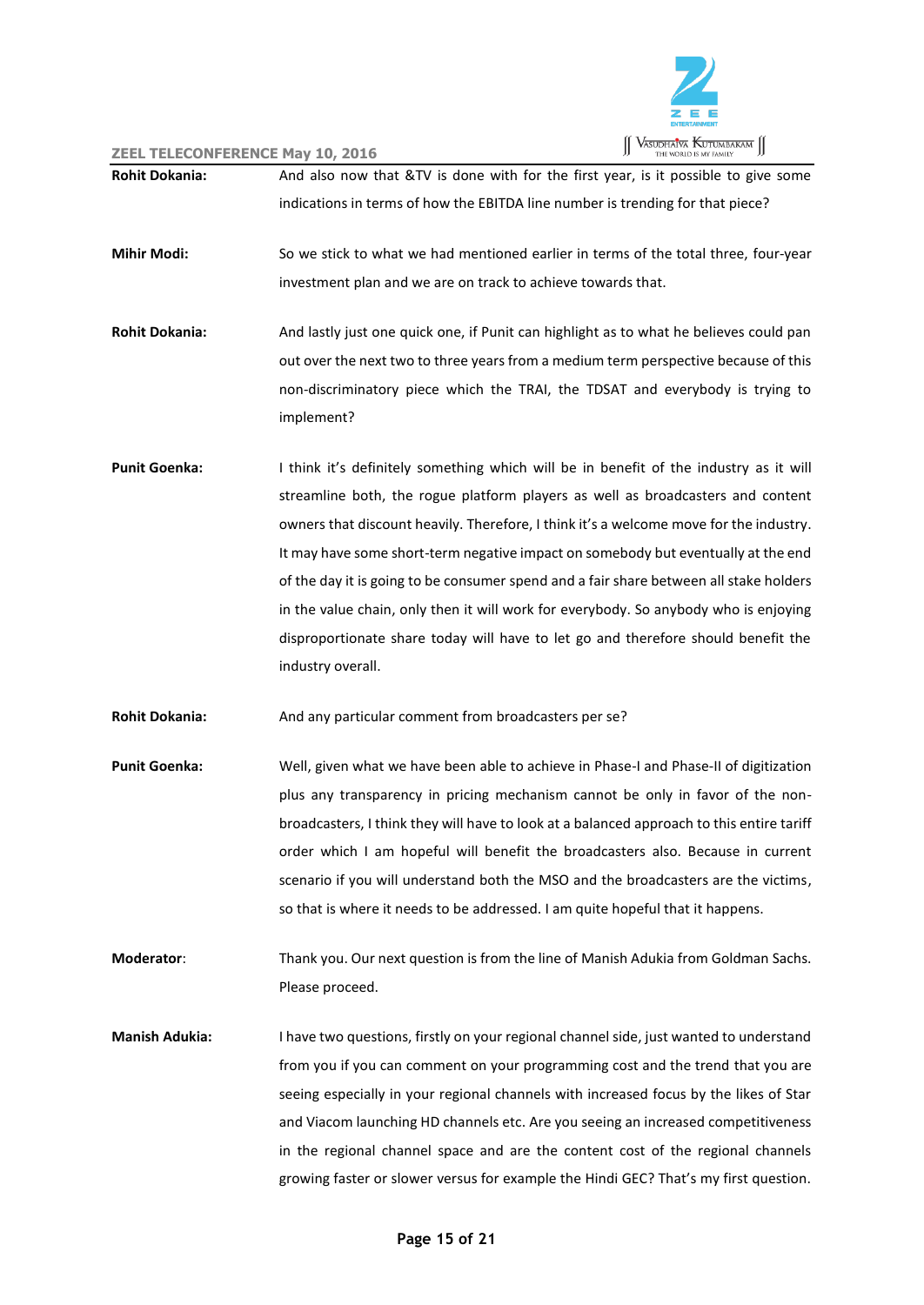**Rohit Dokania:** And also now that &TV is done with for the first year, is it possible to give some indications in terms of how the EBITDA line number is trending for that piece?

**Mihir Modi:** So we stick to what we had mentioned earlier in terms of the total three, four-year investment plan and we are on track to achieve towards that.

**Rohit Dokania:** And lastly just one quick one, if Punit can highlight as to what he believes could pan out over the next two to three years from a medium term perspective because of this non-discriminatory piece which the TRAI, the TDSAT and everybody is trying to implement?

**Punit Goenka:** I think it's definitely something which will be in benefit of the industry as it will streamline both, the rogue platform players as well as broadcasters and content owners that discount heavily. Therefore, I think it's a welcome move for the industry. It may have some short-term negative impact on somebody but eventually at the end of the day it is going to be consumer spend and a fair share between all stake holders in the value chain, only then it will work for everybody. So anybody who is enjoying disproportionate share today will have to let go and therefore should benefit the industry overall.

**Rohit Dokania:** And any particular comment from broadcasters per se?

**Punit Goenka:** Well, given what we have been able to achieve in Phase-I and Phase-II of digitization plus any transparency in pricing mechanism cannot be only in favor of the non-broadcasters, I think they will have to look at a balanced approach to this entire tariff order which I am hopeful will benefit the broadcasters also. Because in current scenario if you will understand both the MSO and the broadcasters are the victims, so that is where it needs to be addressed. I am quite hopeful that it happens.

**Moderator:** Thank you. Our next question is from the line of Manish Adukia from Goldman Sachs. Please proceed.

**Manish Adukia:** I have two questions, firstly on your regional channel side, just wanted to understand from you if you can comment on your programming cost and the trend that you are seeing especially in your regional channels with increased focus by the likes of Star and Viacom launching HD channels etc. Are you seeing an increased competitiveness in the regional channel space and are the content cost of the regional channels growing faster or slower versus for example the Hindi GEC? That's my first question.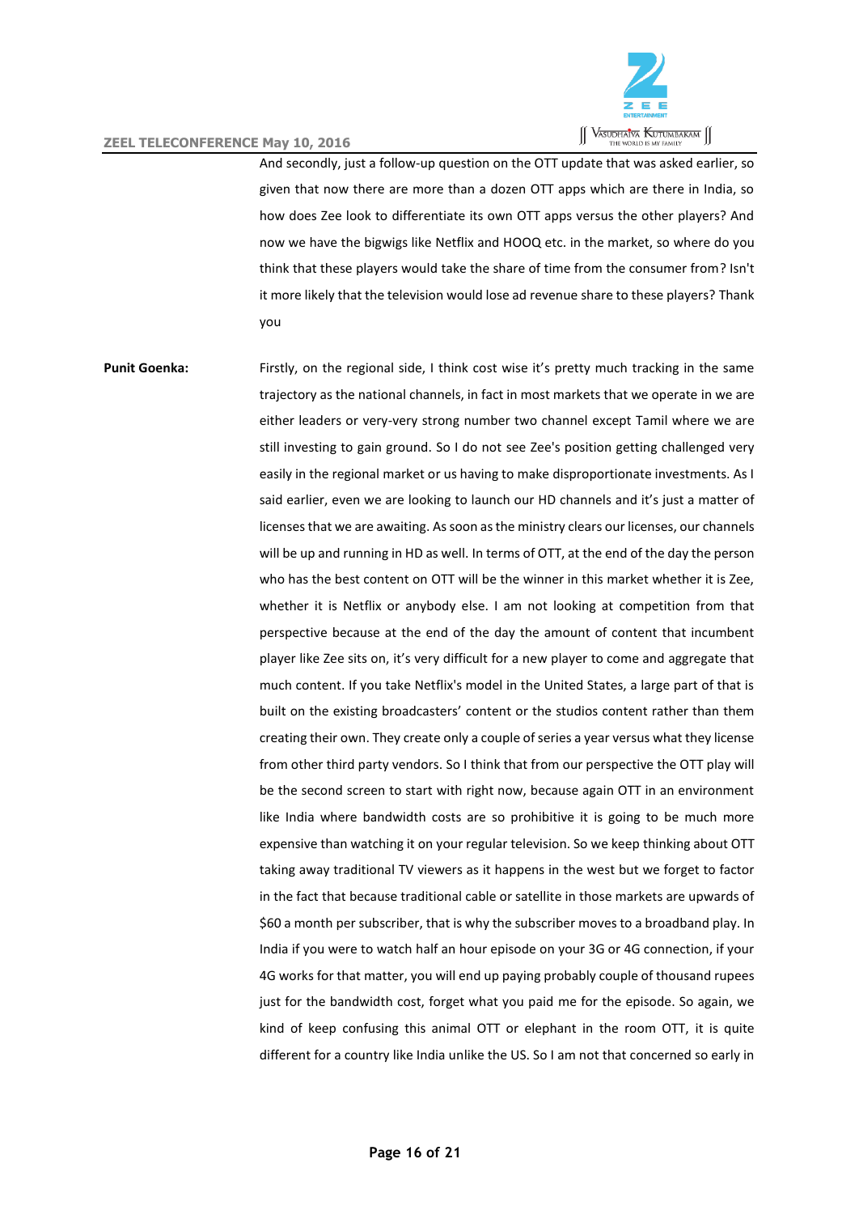And secondly, just a follow-up question on the OTT update that was asked earlier, so given that now there are more than a dozen OTT apps which are there in India, so how does Zee look to differentiate its own OTT apps versus the other players? And now we have the bigwigs like Netflix and HOOQ etc. in the market, so where do you think that these players would take the share of time from the consumer from? Isn't it more likely that the television would lose ad revenue share to these players? Thank you

**Punit Goenka:** Firstly, on the regional side, I think cost wise it's pretty much tracking in the same trajectory as the national channels, in fact in most markets that we operate in we are either leaders or very-very strong number two channel except Tamil where we are still investing to gain ground. So I do not see Zee's position getting challenged very easily in the regional market or us having to make disproportionate investments. As I said earlier, even we are looking to launch our HD channels and it's just a matter of licenses that we are awaiting. As soon as the ministry clears our licenses, our channels will be up and running in HD as well. In terms of OTT, at the end of the day the person who has the best content on OTT will be the winner in this market whether it is Zee, whether it is Netflix or anybody else. I am not looking at competition from that perspective because at the end of the day the amount of content that incumbent player like Zee sits on, it's very difficult for a new player to come and aggregate that much content. If you take Netflix's model in the United States, a large part of that is built on the existing broadcasters' content or the studios content rather than them creating their own. They create only a couple of series a year versus what they license from other third party vendors. So I think that from our perspective the OTT play will be the second screen to start with right now, because again OTT in an environment like India where bandwidth costs are so prohibitive it is going to be much more expensive than watching it on your regular television. So we keep thinking about OTT taking away traditional TV viewers as it happens in the west but we forget to factor in the fact that because traditional cable or satellite in those markets are upwards of $60 a month per subscriber, that is why the subscriber moves to a broadband play. In India if you were to watch half an hour episode on your 3G or 4G connection, if your 4G works for that matter, you will end up paying probably couple of thousand rupees just for the bandwidth cost, forget what you paid me for the episode. So again, we kind of keep confusing this animal OTT or elephant in the room OTT, it is quite different for a country like India unlike the US. So I am not that concerned so early in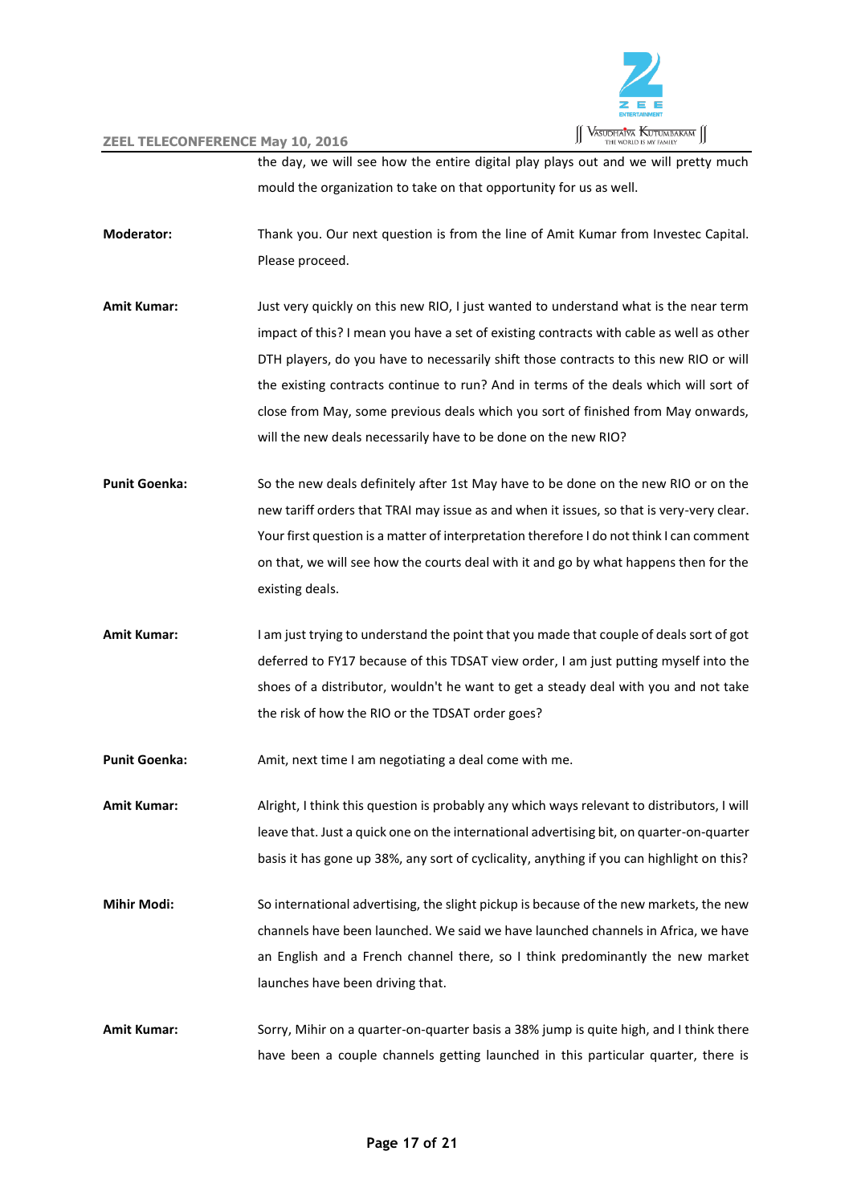the day, we will see how the entire digital play plays out and we will pretty much mould the organization to take on that opportunity for us as well.

**Moderator:** Thank you. Our next question is from the line of Amit Kumar from Investec Capital. Please proceed.

**Amit Kumar:** Just very quickly on this new RIO, I just wanted to understand what is the near term impact of this? I mean you have a set of existing contracts with cable as well as other DTH players, do you have to necessarily shift those contracts to this new RIO or will the existing contracts continue to run? And in terms of the deals which will sort of close from May, some previous deals which you sort of finished from May onwards, will the new deals necessarily have to be done on the new RIO?

**Punit Goenka:** So the new deals definitely after 1st May have to be done on the new RIO or on the new tariff orders that TRAI may issue as and when it issues, so that is very-very clear. Your first question is a matter of interpretation therefore I do not think I can comment on that, we will see how the courts deal with it and go by what happens then for the existing deals.

**Amit Kumar:** I am just trying to understand the point that you made that couple of deals sort of got deferred to FY17 because of this TDSAT view order, I am just putting myself into the shoes of a distributor, wouldn't he want to get a steady deal with you and not take the risk of how the RIO or the TDSAT order goes?

**Punit Goenka:** Amit, next time I am negotiating a deal come with me.

**Amit Kumar:** Alright, I think this question is probably any which ways relevant to distributors, I will leave that. Just a quick one on the international advertising bit, on quarter-on-quarter basis it has gone up 38%, any sort of cyclicality, anything if you can highlight on this?

**Mihir Modi:** So international advertising, the slight pickup is because of the new markets, the new channels have been launched. We said we have launched channels in Africa, we have an English and a French channel there, so I think predominantly the new market launches have been driving that.

**Amit Kumar:** Sorry, Mihir on a quarter-on-quarter basis a 38% jump is quite high, and I think there have been a couple channels getting launched in this particular quarter, there is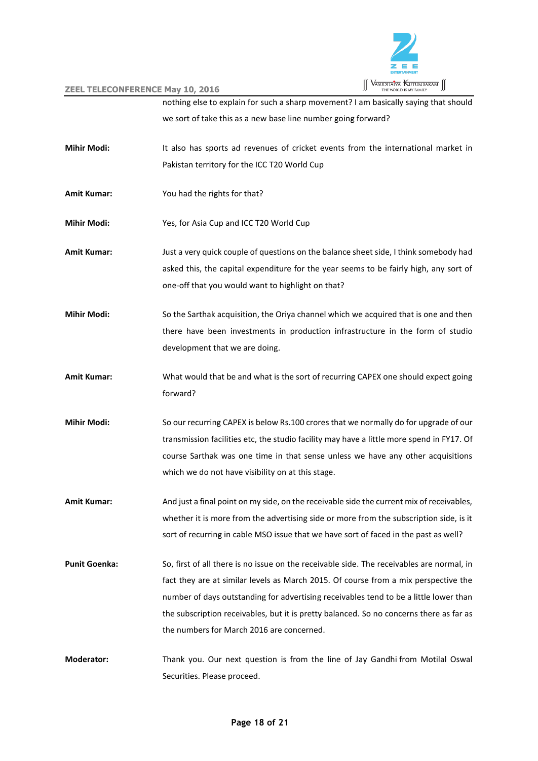nothing else to explain for such a sharp movement? I am basically saying that should we sort of take this as a new base line number going forward?

**Mihir Modi:** It also has sports ad revenues of cricket events from the international market in Pakistan territory for the ICC T20 World Cup

**Amit Kumar:** You had the rights for that?

**Mihir Modi:** Yes, for Asia Cup and ICC T20 World Cup

**Amit Kumar:** Just a very quick couple of questions on the balance sheet side, I think somebody had asked this, the capital expenditure for the year seems to be fairly high, any sort of one-off that you would want to highlight on that?

**Mihir Modi:** So the Sarthak acquisition, the Oriya channel which we acquired that is one and then there have been investments in production infrastructure in the form of studio development that we are doing.

**Amit Kumar:** What would that be and what is the sort of recurring CAPEX one should expect going forward?

**Mihir Modi:** So our recurring CAPEX is below Rs.100 crores that we normally do for upgrade of our transmission facilities etc, the studio facility may have a little more spend in FY17. Of course Sarthak was one time in that sense unless we have any other acquisitions which we do not have visibility on at this stage.

**Amit Kumar:** And just a final point on my side, on the receivable side the current mix of receivables, whether it is more from the advertising side or more from the subscription side, is it sort of recurring in cable MSO issue that we have sort of faced in the past as well?

**Punit Goenka:** So, first of all there is no issue on the receivable side. The receivables are normal, in fact they are at similar levels as March 2015. Of course from a mix perspective the number of days outstanding for advertising receivables tend to be a little lower than the subscription receivables, but it is pretty balanced. So no concerns there as far as the numbers for March 2016 are concerned.

**Moderator:** Thank you. Our next question is from the line of Jay Gandhi from Motilal Oswal Securities. Please proceed.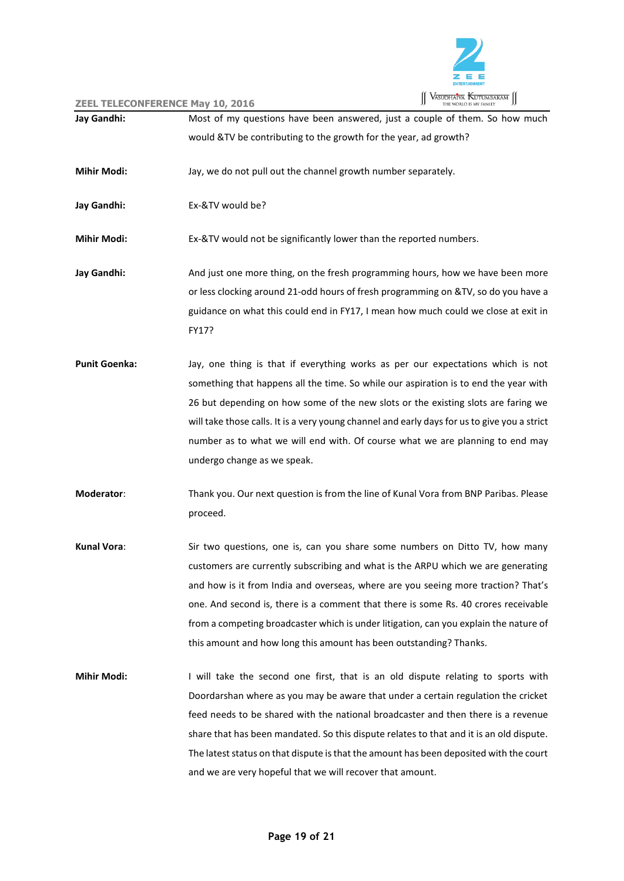**Jay Gandhi:** Most of my questions have been answered, just a couple of them. So how much would &TV be contributing to the growth for the year, ad growth?

**Mihir Modi:** Jay, we do not pull out the channel growth number separately.

**Jay Gandhi:** Ex-&TV would be?

**Mihir Modi:** Ex-&TV would not be significantly lower than the reported numbers.

**Jay Gandhi:** And just one more thing, on the fresh programming hours, how we have been more or less clocking around 21-odd hours of fresh programming on &TV, so do you have a guidance on what this could end in FY17, I mean how much could we close at exit in FY17?

**Punit Goenka:** Jay, one thing is that if everything works as per our expectations which is not something that happens all the time. So while our aspiration is to end the year with 26 but depending on how some of the new slots or the existing slots are faring we will take those calls. It is a very young channel and early days for us to give you a strict number as to what we will end with. Of course what we are planning to end may undergo change as we speak.

**Moderator**: Thank you. Our next question is from the line of Kunal Vora from BNP Paribas. Please proceed.

**Kunal Vora**: Sir two questions, one is, can you share some numbers on Ditto TV, how many customers are currently subscribing and what is the ARPU which we are generating and how is it from India and overseas, where are you seeing more traction? That's one. And second is, there is a comment that there is some Rs. 40 crores receivable from a competing broadcaster which is under litigation, can you explain the nature of this amount and how long this amount has been outstanding? Thanks.

**Mihir Modi:** I will take the second one first, that is an old dispute relating to sports with Doordarshan where as you may be aware that under a certain regulation the cricket feed needs to be shared with the national broadcaster and then there is a revenue share that has been mandated. So this dispute relates to that and it is an old dispute. The latest status on that dispute is that the amount has been deposited with the court and we are very hopeful that we will recover that amount.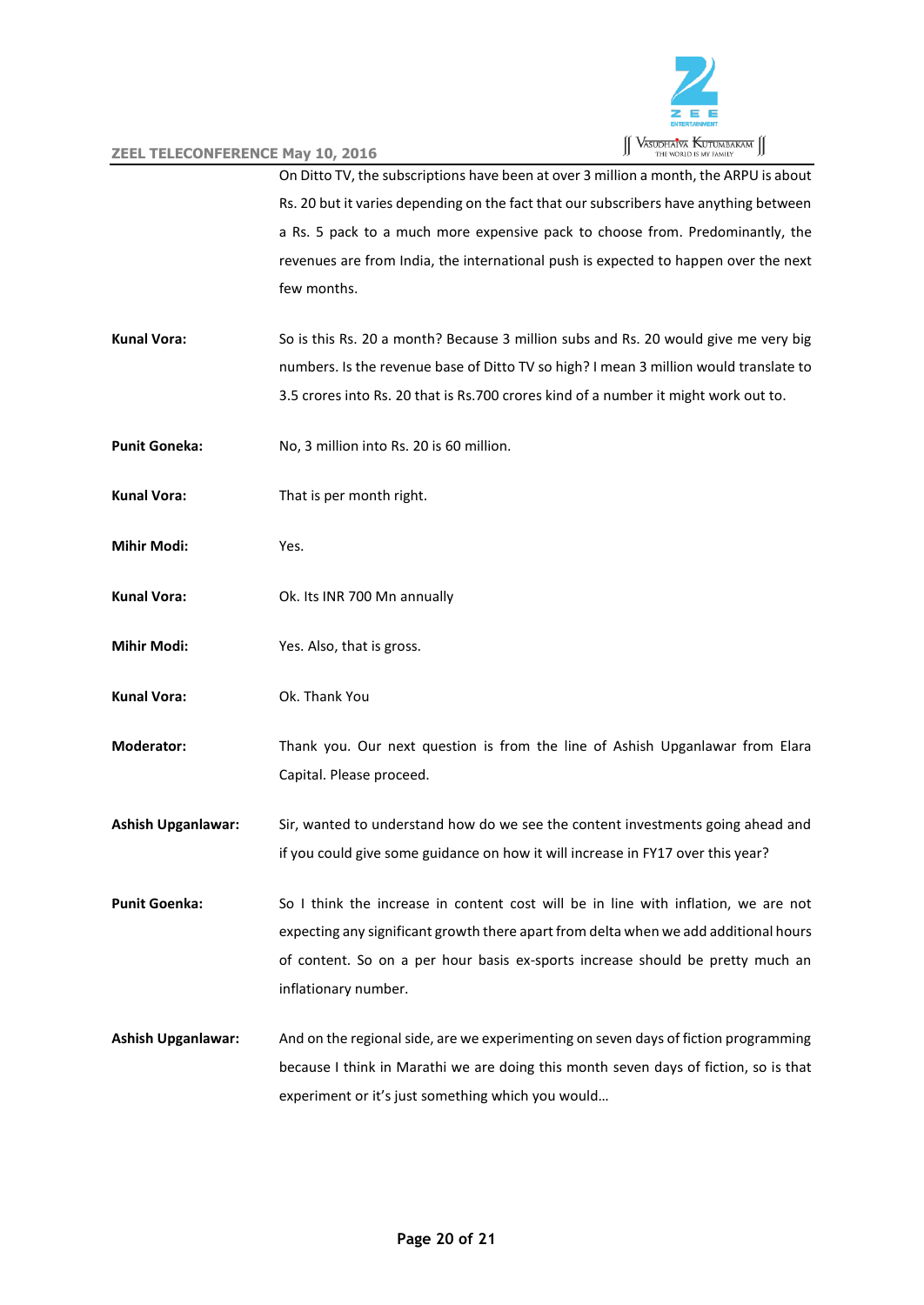On Ditto TV, the subscriptions have been at over 3 million a month, the ARPU is about Rs. 20 but it varies depending on the fact that our subscribers have anything between a Rs. 5 pack to a much more expensive pack to choose from. Predominantly, the revenues are from India, the international push is expected to happen over the next few months.

**Kunal Vora:** So is this Rs. 20 a month? Because 3 million subs and Rs. 20 would give me very big numbers. Is the revenue base of Ditto TV so high? I mean 3 million would translate to 3.5 crores into Rs. 20 that is Rs.700 crores kind of a number it might work out to.

**Punit Goneka:** No, 3 million into Rs. 20 is 60 million.

**Kunal Vora:** That is per month right.

**Mihir Modi:** Yes.

**Kunal Vora:** Ok. Its INR 700 Mn annually

**Mihir Modi:** Yes. Also, that is gross.

**Kunal Vora:** Ok. Thank You

**Moderator:** Thank you. Our next question is from the line of Ashish Upganlawar from Elara Capital. Please proceed.

**Ashish Upganlawar:** Sir, wanted to understand how do we see the content investments going ahead and if you could give some guidance on how it will increase in FY17 over this year?

**Punit Goenka:** So I think the increase in content cost will be in line with inflation, we are not expecting any significant growth there apart from delta when we add additional hours of content. So on a per hour basis ex-sports increase should be pretty much an inflationary number.

**Ashish Upganlawar:** And on the regional side, are we experimenting on seven days of fiction programming because I think in Marathi we are doing this month seven days of fiction, so is that experiment or it's just something which you would…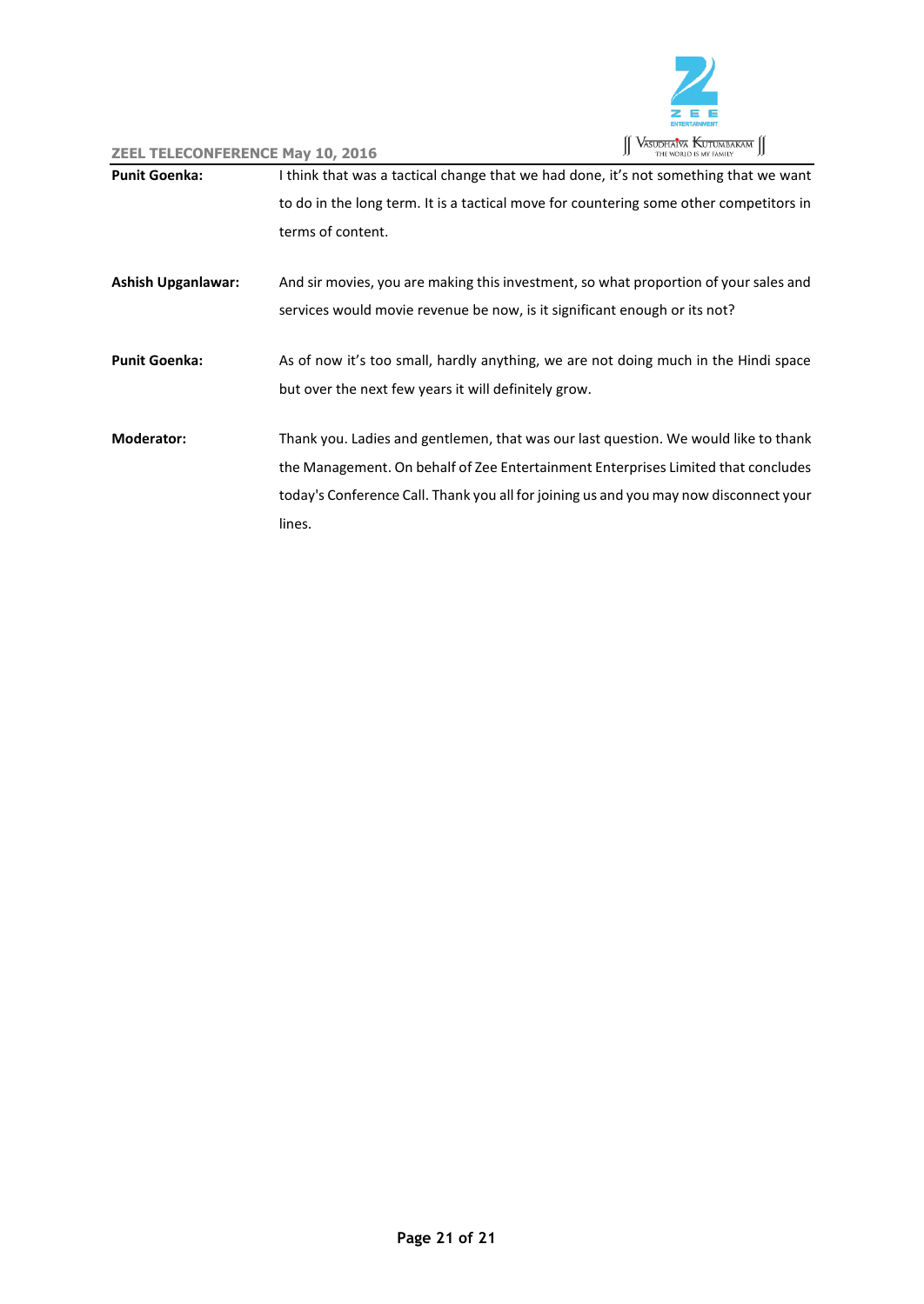**Punit Goenka:** I think that was a tactical change that we had done, it's not something that we want to do in the long term. It is a tactical move for countering some other competitors in terms of content.

**Ashish Upganlawar:** And sir movies, you are making this investment, so what proportion of your sales and services would movie revenue be now, is it significant enough or its not?

**Punit Goenka:** As of now it's too small, hardly anything, we are not doing much in the Hindi space but over the next few years it will definitely grow.

**Moderator:** Thank you. Ladies and gentlemen, that was our last question. We would like to thank the Management. On behalf of Zee Entertainment Enterprises Limited that concludes today's Conference Call. Thank you all for joining us and you may now disconnect your lines.